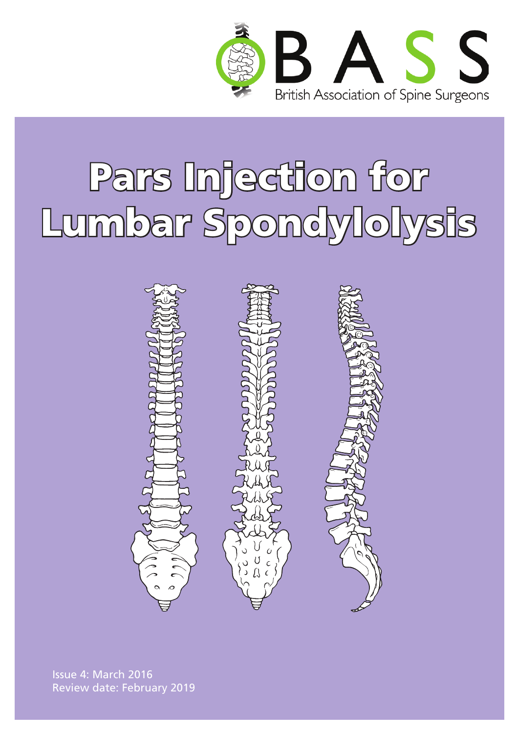BASS

British Association of Spine Surgeons

# Pars Injection for Lumbar Spondylolysis

Issue 4: March 2016
Review date: February 2019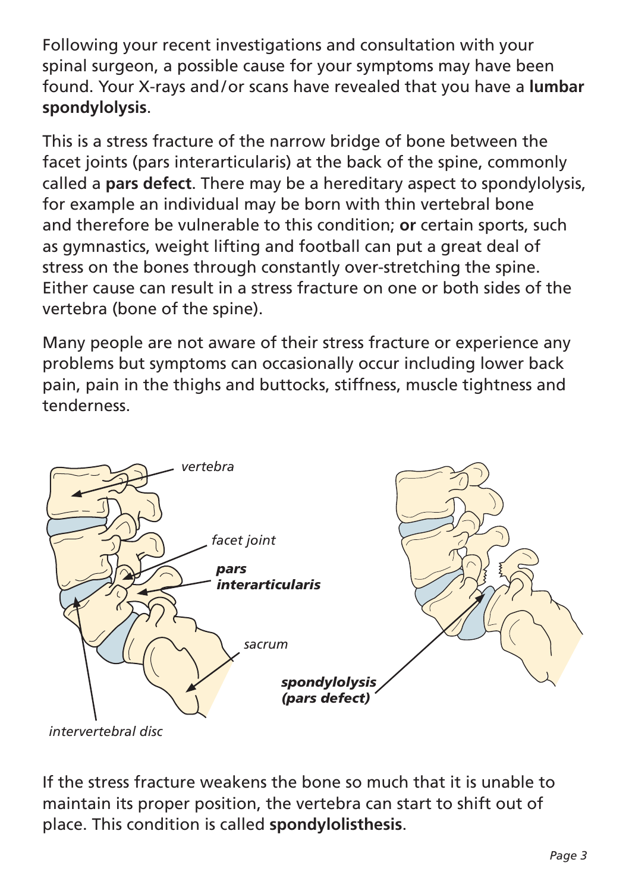Following your recent investigations and consultation with your spinal surgeon, a possible cause for your symptoms may have been found. Your X-rays and/or scans have revealed that you have a **lumbar spondylolysis**.

This is a stress fracture of the narrow bridge of bone between the facet joints (pars interarticularis) at the back of the spine, commonly called a **pars defect**. There may be a hereditary aspect to spondylolysis, for example an individual may be born with thin vertebral bone and therefore be vulnerable to this condition; **or** certain sports, such as gymnastics, weight lifting and football can put a great deal of stress on the bones through constantly over-stretching the spine. Either cause can result in a stress fracture on one or both sides of the vertebra (bone of the spine).

Many people are not aware of their stress fracture or experience any problems but symptoms can occasionally occur including lower back pain, pain in the thighs and buttocks, stiffness, muscle tightness and tenderness.

*vertebra*

*facet joint*

***pars interarticularis***

*sacrum*

*intervertebral disc*

***spondylolysis (pars defect)***

If the stress fracture weakens the bone so much that it is unable to maintain its proper position, the vertebra can start to shift out of place. This condition is called **spondylolisthesis**.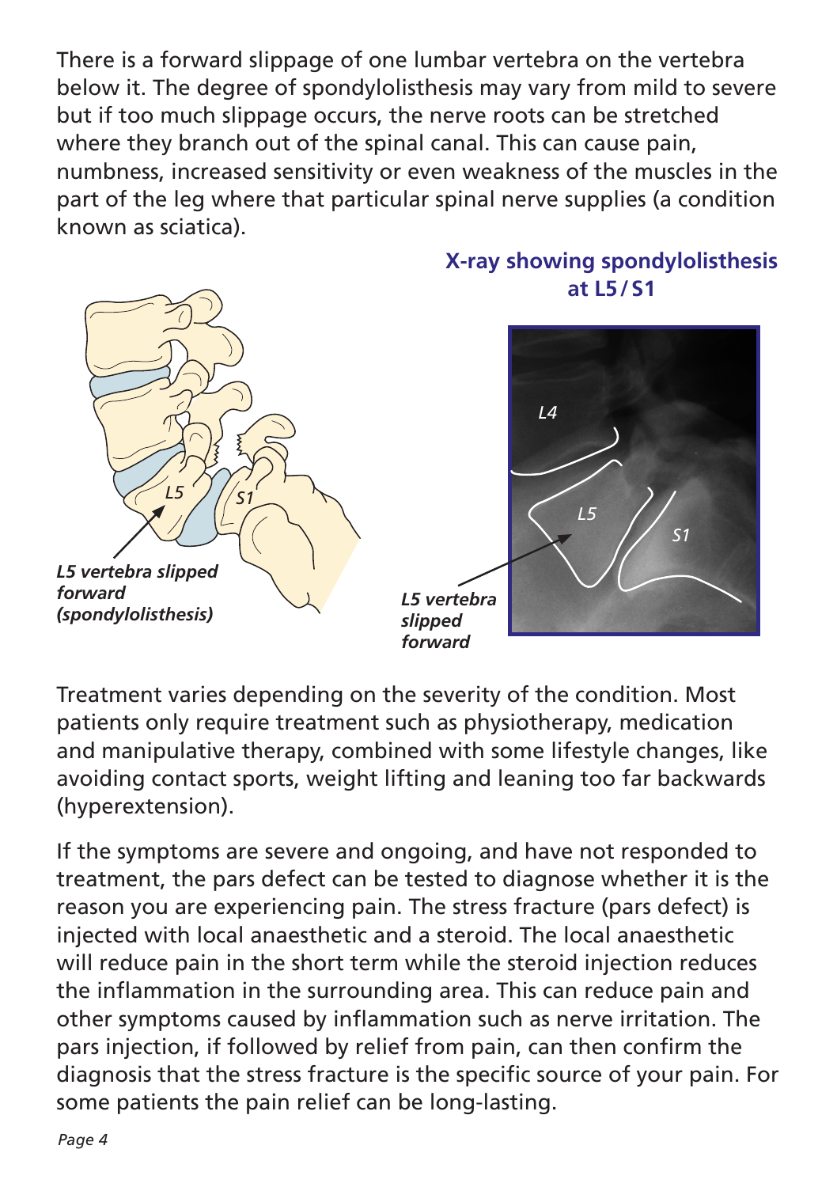There is a forward slippage of one lumbar vertebra on the vertebra below it. The degree of spondylolisthesis may vary from mild to severe but if too much slippage occurs, the nerve roots can be stretched where they branch out of the spinal canal. This can cause pain, numbness, increased sensitivity or even weakness of the muscles in the part of the leg where that particular spinal nerve supplies (a condition known as sciatica).

*L5 vertebra slipped forward (spondylolisthesis)*

**X-ray showing spondylolisthesis at L5 / S1**

*L5 vertebra slipped forward*

Treatment varies depending on the severity of the condition. Most patients only require treatment such as physiotherapy, medication and manipulative therapy, combined with some lifestyle changes, like avoiding contact sports, weight lifting and leaning too far backwards (hyperextension).

If the symptoms are severe and ongoing, and have not responded to treatment, the pars defect can be tested to diagnose whether it is the reason you are experiencing pain. The stress fracture (pars defect) is injected with local anaesthetic and a steroid. The local anaesthetic will reduce pain in the short term while the steroid injection reduces the inflammation in the surrounding area. This can reduce pain and other symptoms caused by inflammation such as nerve irritation. The pars injection, if followed by relief from pain, can then confirm the diagnosis that the stress fracture is the specific source of your pain. For some patients the pain relief can be long-lasting.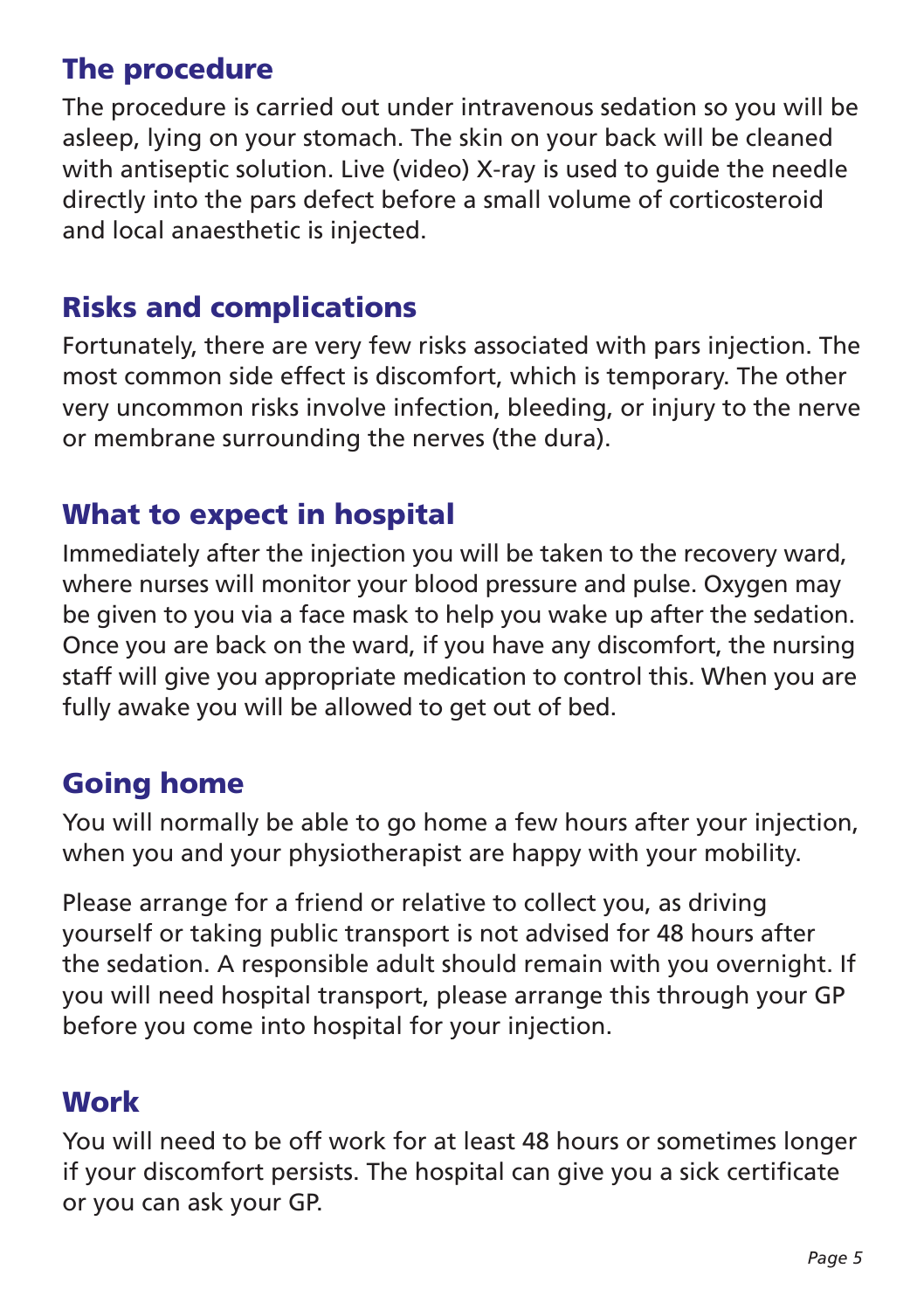## The procedure

The procedure is carried out under intravenous sedation so you will be asleep, lying on your stomach. The skin on your back will be cleaned with antiseptic solution. Live (video) X-ray is used to guide the needle directly into the pars defect before a small volume of corticosteroid and local anaesthetic is injected.

## Risks and complications

Fortunately, there are very few risks associated with pars injection. The most common side effect is discomfort, which is temporary. The other very uncommon risks involve infection, bleeding, or injury to the nerve or membrane surrounding the nerves (the dura).

## What to expect in hospital

Immediately after the injection you will be taken to the recovery ward, where nurses will monitor your blood pressure and pulse. Oxygen may be given to you via a face mask to help you wake up after the sedation. Once you are back on the ward, if you have any discomfort, the nursing staff will give you appropriate medication to control this. When you are fully awake you will be allowed to get out of bed.

## Going home

You will normally be able to go home a few hours after your injection, when you and your physiotherapist are happy with your mobility.

Please arrange for a friend or relative to collect you, as driving yourself or taking public transport is not advised for 48 hours after the sedation. A responsible adult should remain with you overnight. If you will need hospital transport, please arrange this through your GP before you come into hospital for your injection.

## Work

You will need to be off work for at least 48 hours or sometimes longer if your discomfort persists. The hospital can give you a sick certificate or you can ask your GP.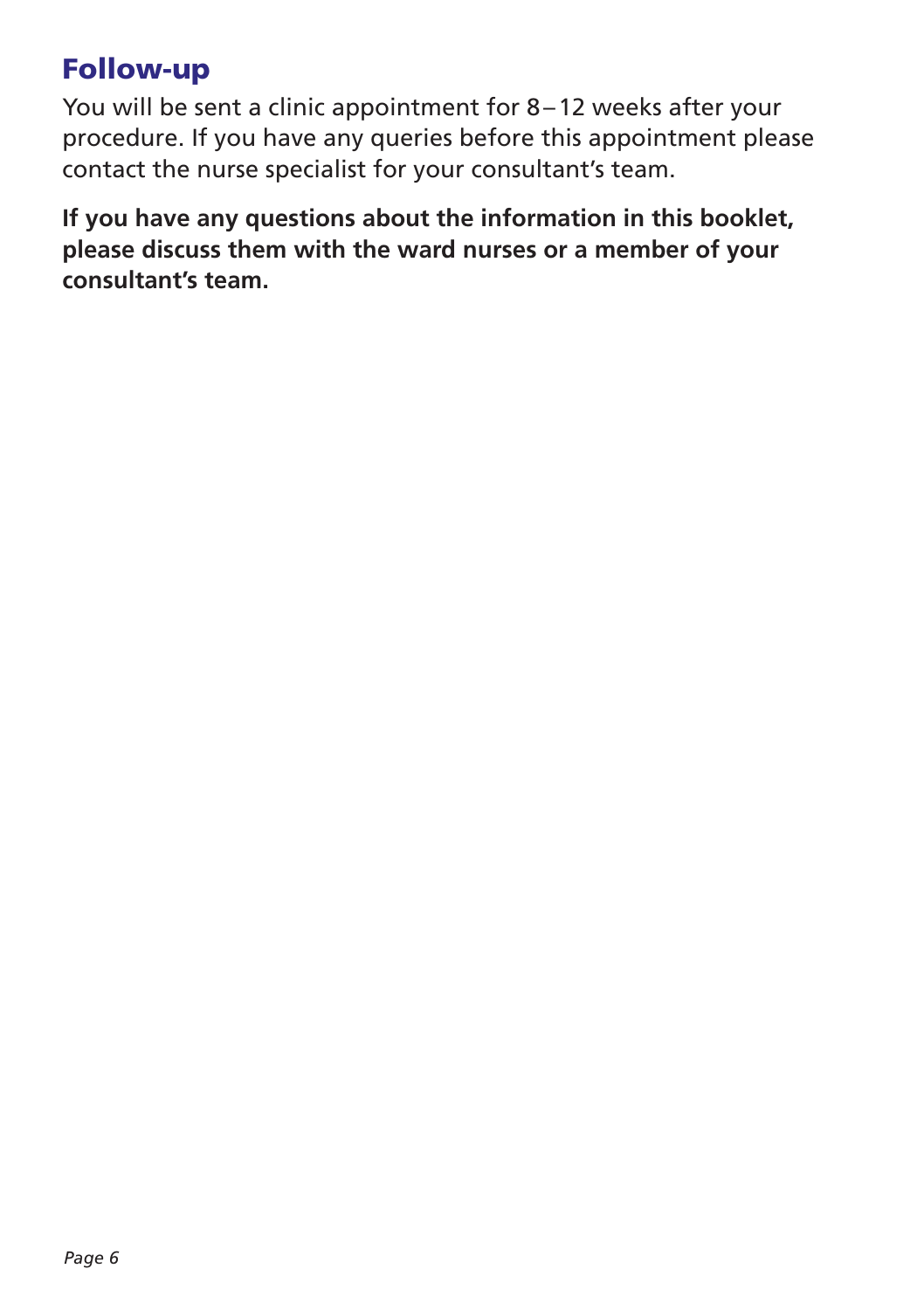## Follow-up

You will be sent a clinic appointment for 8 – 12 weeks after your procedure. If you have any queries before this appointment please contact the nurse specialist for your consultant's team.

**If you have any questions about the information in this booklet, please discuss them with the ward nurses or a member of your consultant's team.**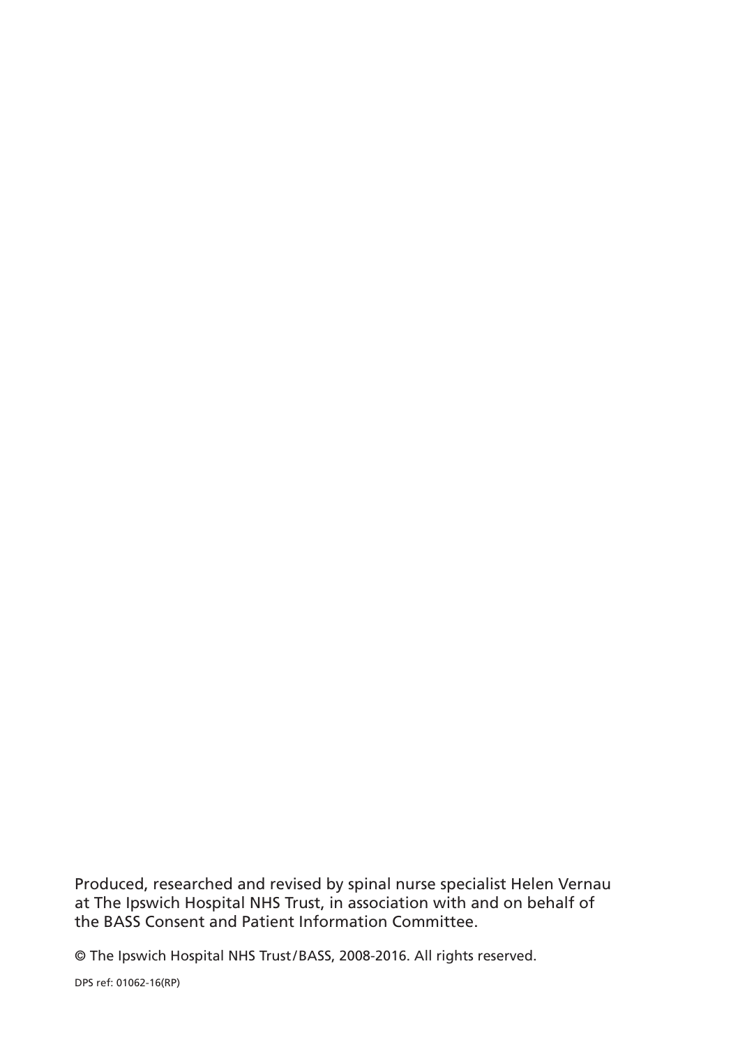Produced, researched and revised by spinal nurse specialist Helen Vernau at The Ipswich Hospital NHS Trust, in association with and on behalf of the BASS Consent and Patient Information Committee.

© The Ipswich Hospital NHS Trust/BASS, 2008-2016. All rights reserved.

DPS ref: 01062-16(RP)